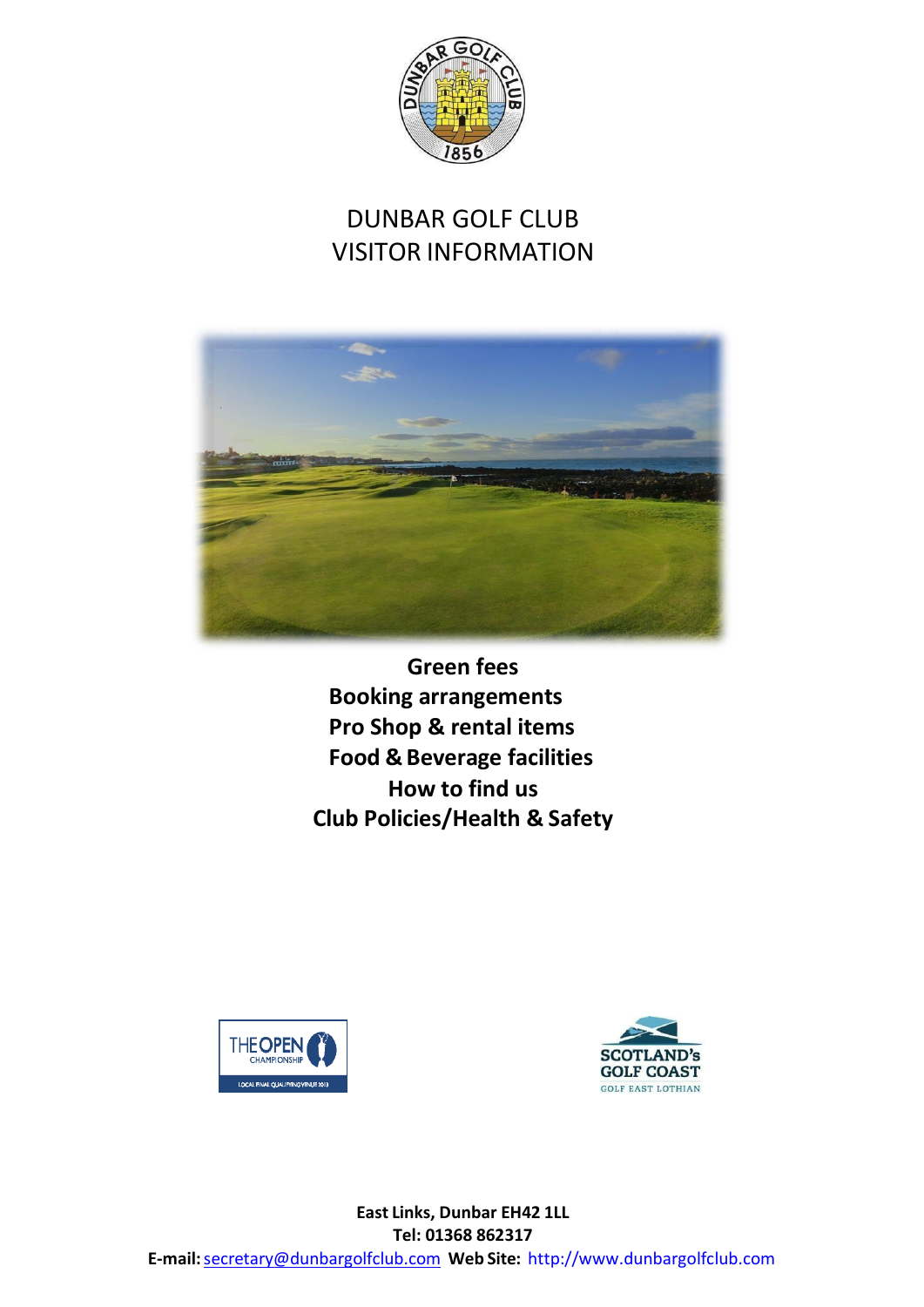# DUNBAR GOLF CLUB
# VISITOR INFORMATION

**Green fees**
**Booking arrangements**
**Pro Shop & rental items**
**Food & Beverage facilities**
**How to find us**
**Club Policies/Health & Safety**

**East Links, Dunbar EH42 1LL**
**Tel: 01368 862317**
**E-mail:** secretary@dunbargolfclub.com **Web Site:** http://www.dunbargolfclub.com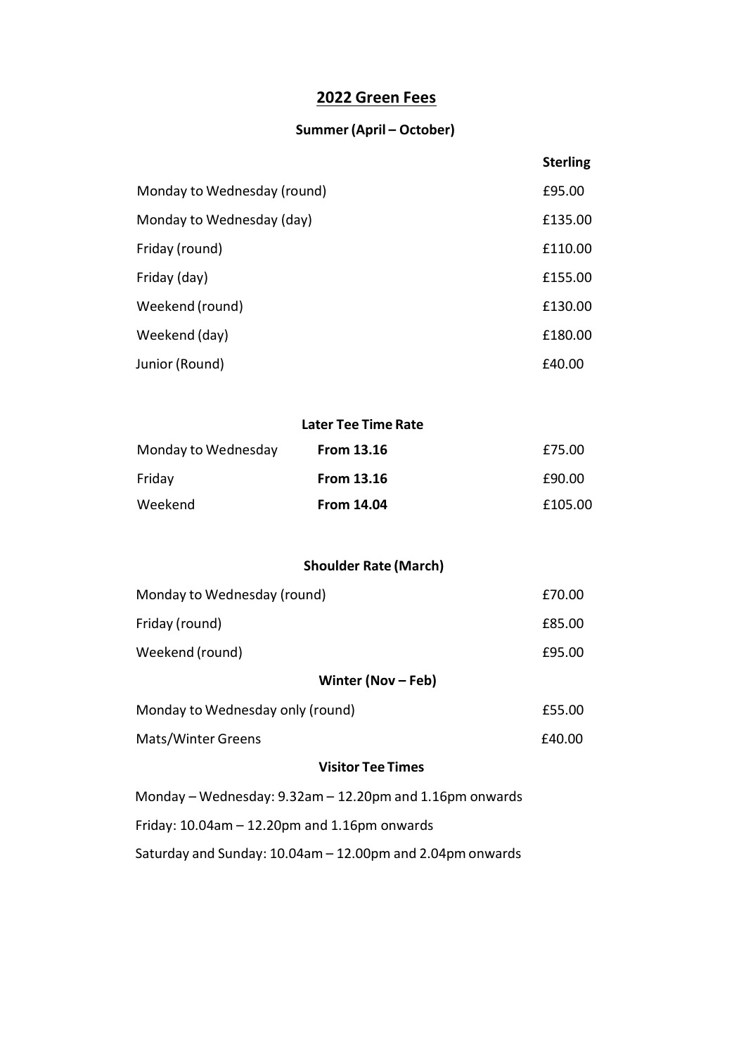# 2022 Green Fees

## Summer (April – October)

| | Sterling |
|---|---|
| Monday to Wednesday (round) | £95.00 |
| Monday to Wednesday (day) | £135.00 |
| Friday (round) | £110.00 |
| Friday (day) | £155.00 |
| Weekend (round) | £130.00 |
| Weekend (day) | £180.00 |
| Junior (Round) | £40.00 |

## Later Tee Time Rate

| | | |
|---|---|---|
| Monday to Wednesday | **From 13.16** | £75.00 |
| Friday | **From 13.16** | £90.00 |
| Weekend | **From 14.04** | £105.00 |

## Shoulder Rate (March)

| | |
|---|---|
| Monday to Wednesday (round) | £70.00 |
| Friday (round) | £85.00 |
| Weekend (round) | £95.00 |

## Winter (Nov – Feb)

| | |
|---|---|
| Monday to Wednesday only (round) | £55.00 |
| Mats/Winter Greens | £40.00 |

## Visitor Tee Times

Monday – Wednesday: 9.32am – 12.20pm and 1.16pm onwards

Friday: 10.04am – 12.20pm and 1.16pm onwards

Saturday and Sunday: 10.04am – 12.00pm and 2.04pm onwards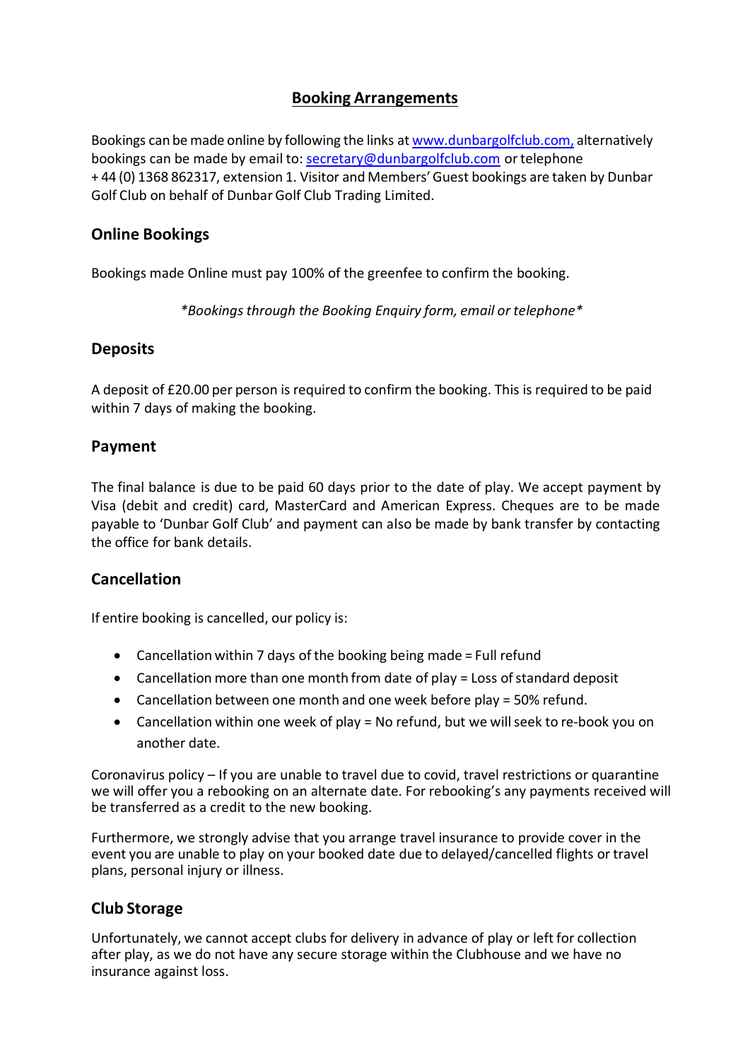# Booking Arrangements

Bookings can be made online by following the links at [www.dunbargolfclub.com,](http://www.dunbargolfclub.com) alternatively bookings can be made by email to: [secretary@dunbargolfclub.com](mailto:secretary@dunbargolfclub.com) or telephone + 44 (0) 1368 862317, extension 1. Visitor and Members' Guest bookings are taken by Dunbar Golf Club on behalf of Dunbar Golf Club Trading Limited.

## Online Bookings

Bookings made Online must pay 100% of the greenfee to confirm the booking.

*\*Bookings through the Booking Enquiry form, email or telephone\**

## Deposits

A deposit of £20.00 per person is required to confirm the booking. This is required to be paid within 7 days of making the booking.

## Payment

The final balance is due to be paid 60 days prior to the date of play. We accept payment by Visa (debit and credit) card, MasterCard and American Express. Cheques are to be made payable to 'Dunbar Golf Club' and payment can also be made by bank transfer by contacting the office for bank details.

## Cancellation

If entire booking is cancelled, our policy is:

- Cancellation within 7 days of the booking being made = Full refund
- Cancellation more than one month from date of play = Loss of standard deposit
- Cancellation between one month and one week before play = 50% refund.
- Cancellation within one week of play = No refund, but we will seek to re-book you on another date.

Coronavirus policy – If you are unable to travel due to covid, travel restrictions or quarantine we will offer you a rebooking on an alternate date. For rebooking's any payments received will be transferred as a credit to the new booking.

Furthermore, we strongly advise that you arrange travel insurance to provide cover in the event you are unable to play on your booked date due to delayed/cancelled flights or travel plans, personal injury or illness.

## Club Storage

Unfortunately, we cannot accept clubs for delivery in advance of play or left for collection after play, as we do not have any secure storage within the Clubhouse and we have no insurance against loss.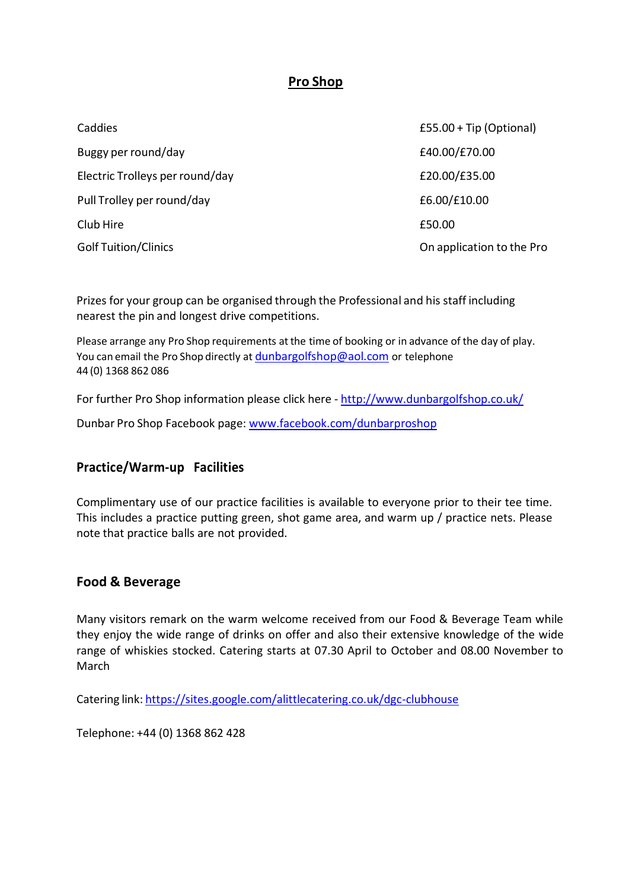# Pro Shop

| | |
|---|---|
| Caddies | £55.00 + Tip (Optional) |
| Buggy per round/day | £40.00/£70.00 |
| Electric Trolleys per round/day | £20.00/£35.00 |
| Pull Trolley per round/day | £6.00/£10.00 |
| Club Hire | £50.00 |
| Golf Tuition/Clinics | On application to the Pro |

Prizes for your group can be organised through the Professional and his staff including nearest the pin and longest drive competitions.

Please arrange any Pro Shop requirements at the time of booking or in advance of the day of play. You can email the Pro Shop directly at dunbargolfshop@aol.com or telephone 44 (0) 1368 862 086

For further Pro Shop information please click here - http://www.dunbargolfshop.co.uk/

Dunbar Pro Shop Facebook page: www.facebook.com/dunbarproshop

## Practice/Warm-up Facilities

Complimentary use of our practice facilities is available to everyone prior to their tee time. This includes a practice putting green, shot game area, and warm up / practice nets. Please note that practice balls are not provided.

## Food & Beverage

Many visitors remark on the warm welcome received from our Food & Beverage Team while they enjoy the wide range of drinks on offer and also their extensive knowledge of the wide range of whiskies stocked. Catering starts at 07.30 April to October and 08.00 November to March

Catering link: https://sites.google.com/alittlecatering.co.uk/dgc-clubhouse

Telephone: +44 (0) 1368 862 428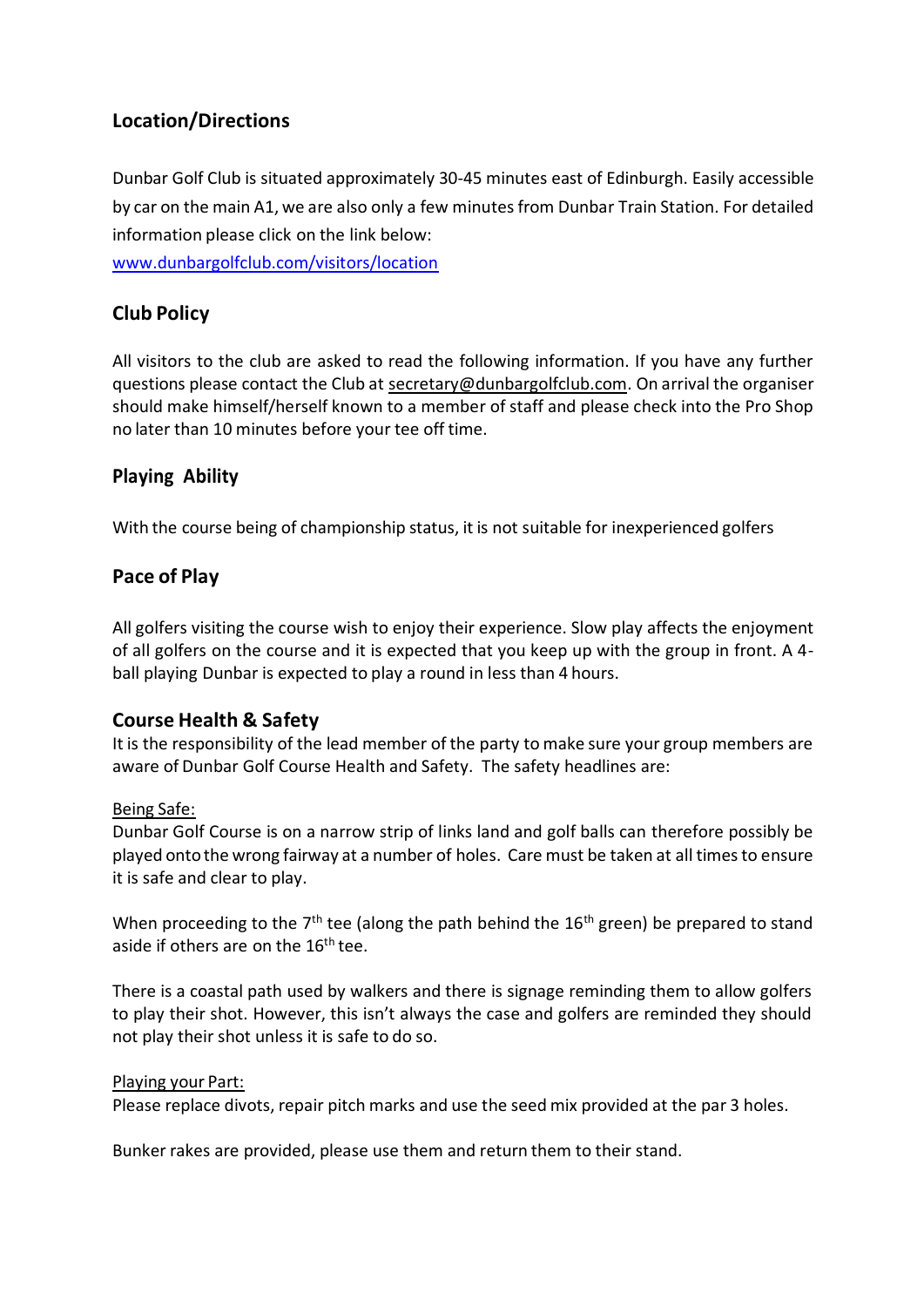## Location/Directions

Dunbar Golf Club is situated approximately 30-45 minutes east of Edinburgh. Easily accessible by car on the main A1, we are also only a few minutes from Dunbar Train Station. For detailed information please click on the link below:

[www.dunbargolfclub.com/visitors/location](www.dunbargolfclub.com/visitors/location)

## Club Policy

All visitors to the club are asked to read the following information. If you have any further questions please contact the Club at secretary@dunbargolfclub.com. On arrival the organiser should make himself/herself known to a member of staff and please check into the Pro Shop no later than 10 minutes before your tee off time.

## Playing Ability

With the course being of championship status, it is not suitable for inexperienced golfers

## Pace of Play

All golfers visiting the course wish to enjoy their experience. Slow play affects the enjoyment of all golfers on the course and it is expected that you keep up with the group in front. A 4-ball playing Dunbar is expected to play a round in less than 4 hours.

## Course Health & Safety

It is the responsibility of the lead member of the party to make sure your group members are aware of Dunbar Golf Course Health and Safety. The safety headlines are:

Being Safe:

Dunbar Golf Course is on a narrow strip of links land and golf balls can therefore possibly be played onto the wrong fairway at a number of holes. Care must be taken at all times to ensure it is safe and clear to play.

When proceeding to the 7th tee (along the path behind the 16th green) be prepared to stand aside if others are on the 16th tee.

There is a coastal path used by walkers and there is signage reminding them to allow golfers to play their shot. However, this isn't always the case and golfers are reminded they should not play their shot unless it is safe to do so.

Playing your Part:

Please replace divots, repair pitch marks and use the seed mix provided at the par 3 holes.

Bunker rakes are provided, please use them and return them to their stand.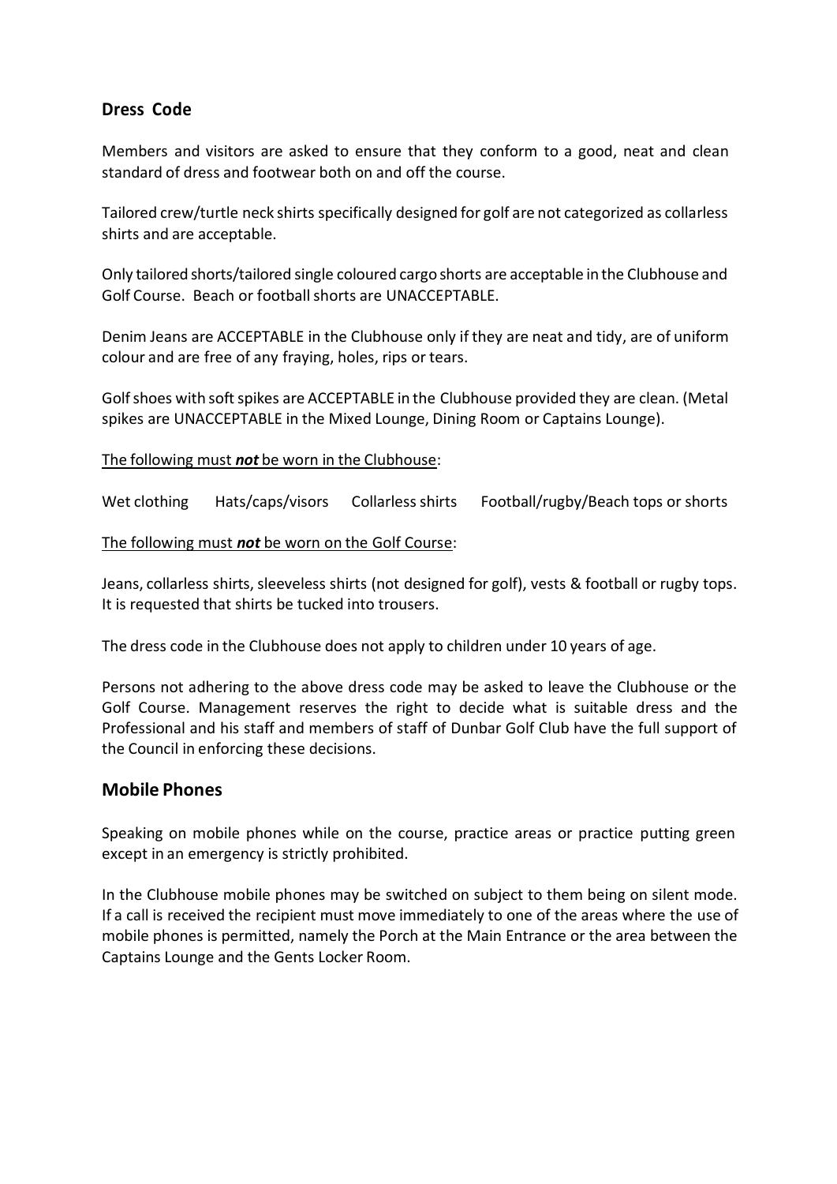## Dress Code

Members and visitors are asked to ensure that they conform to a good, neat and clean standard of dress and footwear both on and off the course.

Tailored crew/turtle neck shirts specifically designed for golf are not categorized as collarless shirts and are acceptable.

Only tailored shorts/tailored single coloured cargo shorts are acceptable in the Clubhouse and Golf Course. Beach or football shorts are UNACCEPTABLE.

Denim Jeans are ACCEPTABLE in the Clubhouse only if they are neat and tidy, are of uniform colour and are free of any fraying, holes, rips or tears.

Golf shoes with soft spikes are ACCEPTABLE in the Clubhouse provided they are clean. (Metal spikes are UNACCEPTABLE in the Mixed Lounge, Dining Room or Captains Lounge).

<u>The following must ***not*** be worn in the Clubhouse</u>:

Wet clothing    Hats/caps/visors    Collarless shirts    Football/rugby/Beach tops or shorts

<u>The following must ***not*** be worn on the Golf Course</u>:

Jeans, collarless shirts, sleeveless shirts (not designed for golf), vests & football or rugby tops. It is requested that shirts be tucked into trousers.

The dress code in the Clubhouse does not apply to children under 10 years of age.

Persons not adhering to the above dress code may be asked to leave the Clubhouse or the Golf Course. Management reserves the right to decide what is suitable dress and the Professional and his staff and members of staff of Dunbar Golf Club have the full support of the Council in enforcing these decisions.

## Mobile Phones

Speaking on mobile phones while on the course, practice areas or practice putting green except in an emergency is strictly prohibited.

In the Clubhouse mobile phones may be switched on subject to them being on silent mode. If a call is received the recipient must move immediately to one of the areas where the use of mobile phones is permitted, namely the Porch at the Main Entrance or the area between the Captains Lounge and the Gents Locker Room.